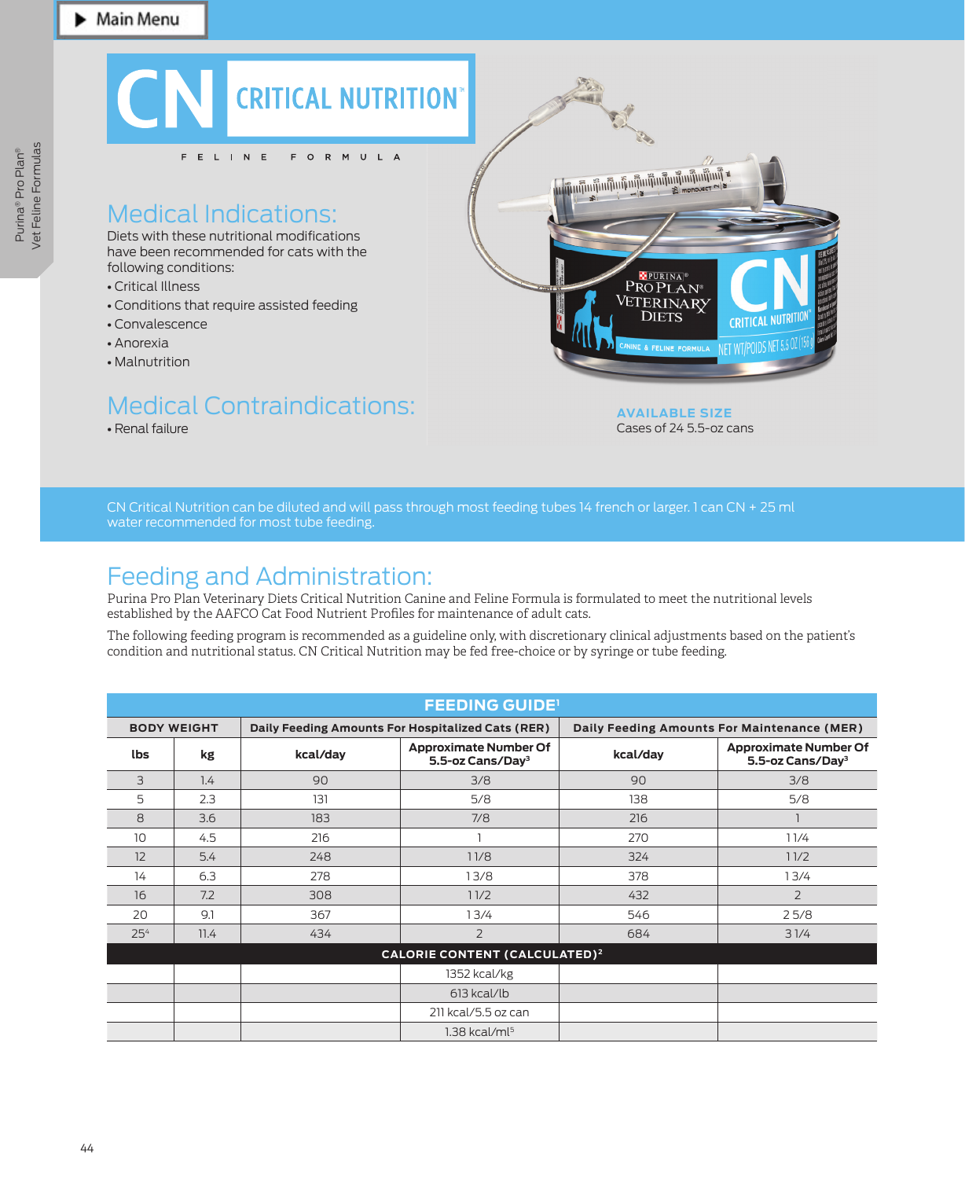Main Menu

# CN CRITICAL NUTRITION™

FELINE FORMULA

## Medical Indications:

Diets with these nutritional modifications have been recommended for cats with the following conditions:

- Critical Illness
- Conditions that require assisted feeding
- Convalescence
- Anorexia
- Malnutrition

## Medical Contraindications:

- Renal failure

**AVAILABLE SIZE**

Cases of 24 5.5-oz cans

CN Critical Nutrition can be diluted and will pass through most feeding tubes 14 french or larger. 1 can CN + 25 ml water recommended for most tube feeding.

## Feeding and Administration:

Purina Pro Plan Veterinary Diets Critical Nutrition Canine and Feline Formula is formulated to meet the nutritional levels established by the AAFCO Cat Food Nutrient Profiles for maintenance of adult cats.

The following feeding program is recommended as a guideline only, with discretionary clinical adjustments based on the patient's condition and nutritional status. CN Critical Nutrition may be fed free-choice or by syringe or tube feeding.

**FEEDING GUIDE[1]**

| BODY WEIGHT | | Daily Feeding Amounts For Hospitalized Cats (RER) | | Daily Feeding Amounts For Maintenance (MER) | |
|---|---|---|---|---|---|
| lbs | kg | kcal/day | Approximate Number Of 5.5-oz Cans/Day[3] | kcal/day | Approximate Number Of 5.5-oz Cans/Day[3] |
| 3 | 1.4 | 90 | 3/8 | 90 | 3/8 |
| 5 | 2.3 | 131 | 5/8 | 138 | 5/8 |
| 8 | 3.6 | 183 | 7/8 | 216 | 1 |
| 10 | 4.5 | 216 | 1 | 270 | 1 1/4 |
| 12 | 5.4 | 248 | 1 1/8 | 324 | 1 1/2 |
| 14 | 6.3 | 278 | 1 3/8 | 378 | 1 3/4 |
| 16 | 7.2 | 308 | 1 1/2 | 432 | 2 |
| 20 | 9.1 | 367 | 1 3/4 | 546 | 2 5/8 |
| 25[4] | 11.4 | 434 | 2 | 684 | 3 1/4 |
| **CALORIE CONTENT (CALCULATED)[2]** | | | | | |
| | | | 1352 kcal/kg | | |
| | | | 613 kcal/lb | | |
| | | | 211 kcal/5.5 oz can | | |
| | | | 1.38 kcal/ml[5] | | |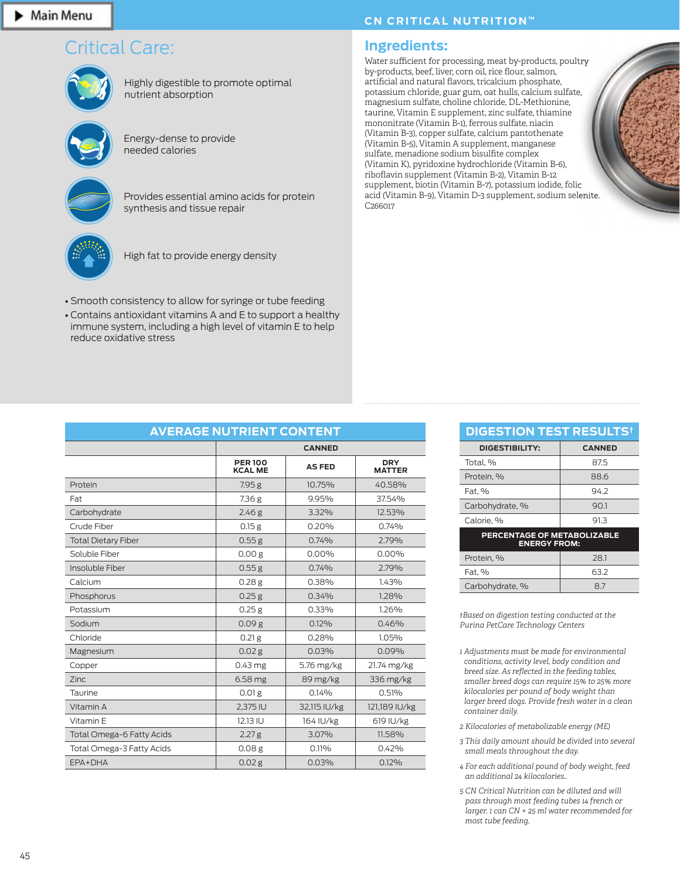▶ Main Menu

CN CRITICAL NUTRITION™

## Critical Care:

Highly digestible to promote optimal nutrient absorption

Energy-dense to provide needed calories

Provides essential amino acids for protein synthesis and tissue repair

High fat to provide energy density

- Smooth consistency to allow for syringe or tube feeding
- Contains antioxidant vitamins A and E to support a healthy immune system, including a high level of vitamin E to help reduce oxidative stress

## Ingredients:

Water sufficient for processing, meat by-products, poultry by-products, beef, liver, corn oil, rice flour, salmon, artificial and natural flavors, tricalcium phosphate, potassium chloride, guar gum, oat hulls, calcium sulfate, magnesium sulfate, choline chloride, DL-Methionine, taurine, Vitamin E supplement, zinc sulfate, thiamine mononitrate (Vitamin B-1), ferrous sulfate, niacin (Vitamin B-3), copper sulfate, calcium pantothenate (Vitamin B-5), Vitamin A supplement, manganese sulfate, menadione sodium bisulfite complex (Vitamin K), pyridoxine hydrochloride (Vitamin B-6), riboflavin supplement (Vitamin B-2), Vitamin B-12 supplement, biotin (Vitamin B-7), potassium iodide, folic acid (Vitamin B-9), Vitamin D-3 supplement, sodium selenite.
C266017

## AVERAGE NUTRIENT CONTENT

| | CANNED | | |
|---|---|---|---|
| | PER 100 KCAL ME | AS FED | DRY MATTER |
| Protein | 7.95 g | 10.75% | 40.58% |
| Fat | 7.36 g | 9.95% | 37.54% |
| Carbohydrate | 2.46 g | 3.32% | 12.53% |
| Crude Fiber | 0.15 g | 0.20% | 0.74% |
| Total Dietary Fiber | 0.55 g | 0.74% | 2.79% |
| Soluble Fiber | 0.00 g | 0.00% | 0.00% |
| Insoluble Fiber | 0.55 g | 0.74% | 2.79% |
| Calcium | 0.28 g | 0.38% | 1.43% |
| Phosphorus | 0.25 g | 0.34% | 1.28% |
| Potassium | 0.25 g | 0.33% | 1.26% |
| Sodium | 0.09 g | 0.12% | 0.46% |
| Chloride | 0.21 g | 0.28% | 1.05% |
| Magnesium | 0.02 g | 0.03% | 0.09% |
| Copper | 0.43 mg | 5.76 mg/kg | 21.74 mg/kg |
| Zinc | 6.58 mg | 89 mg/kg | 336 mg/kg |
| Taurine | 0.01 g | 0.14% | 0.51% |
| Vitamin A | 2,375 IU | 32,115 IU/kg | 121,189 IU/kg |
| Vitamin E | 12.13 IU | 164 IU/kg | 619 IU/kg |
| Total Omega-6 Fatty Acids | 2.27 g | 3.07% | 11.58% |
| Total Omega-3 Fatty Acids | 0.08 g | 0.11% | 0.42% |
| EPA+DHA | 0.02 g | 0.03% | 0.12% |

## DIGESTION TEST RESULTS†

| DIGESTIBILITY: | CANNED |
|---|---|
| Total, % | 87.5 |
| Protein, % | 88.6 |
| Fat, % | 94.2 |
| Carbohydrate, % | 90.1 |
| Calorie, % | 91.3 |
| **PERCENTAGE OF METABOLIZABLE ENERGY FROM:** | |
| Protein, % | 28.1 |
| Fat, % | 63.2 |
| Carbohydrate, % | 8.7 |

*†Based on digestion testing conducted at the Purina PetCare Technology Centers*

*1 Adjustments must be made for environmental conditions, activity level, body condition and breed size. As reflected in the feeding tables, smaller breed dogs can require 15% to 25% more kilocalories per pound of body weight than larger breed dogs. Provide fresh water in a clean container daily.*

*2 Kilocalories of metabolizable energy (ME)*

*3 This daily amount should be divided into several small meals throughout the day.*

*4 For each additional pound of body weight, feed an additional 24 kilocalories..*

*5 CN Critical Nutrition can be diluted and will pass through most feeding tubes 14 french or larger. 1 can CN + 25 ml water recommended for most tube feeding.*